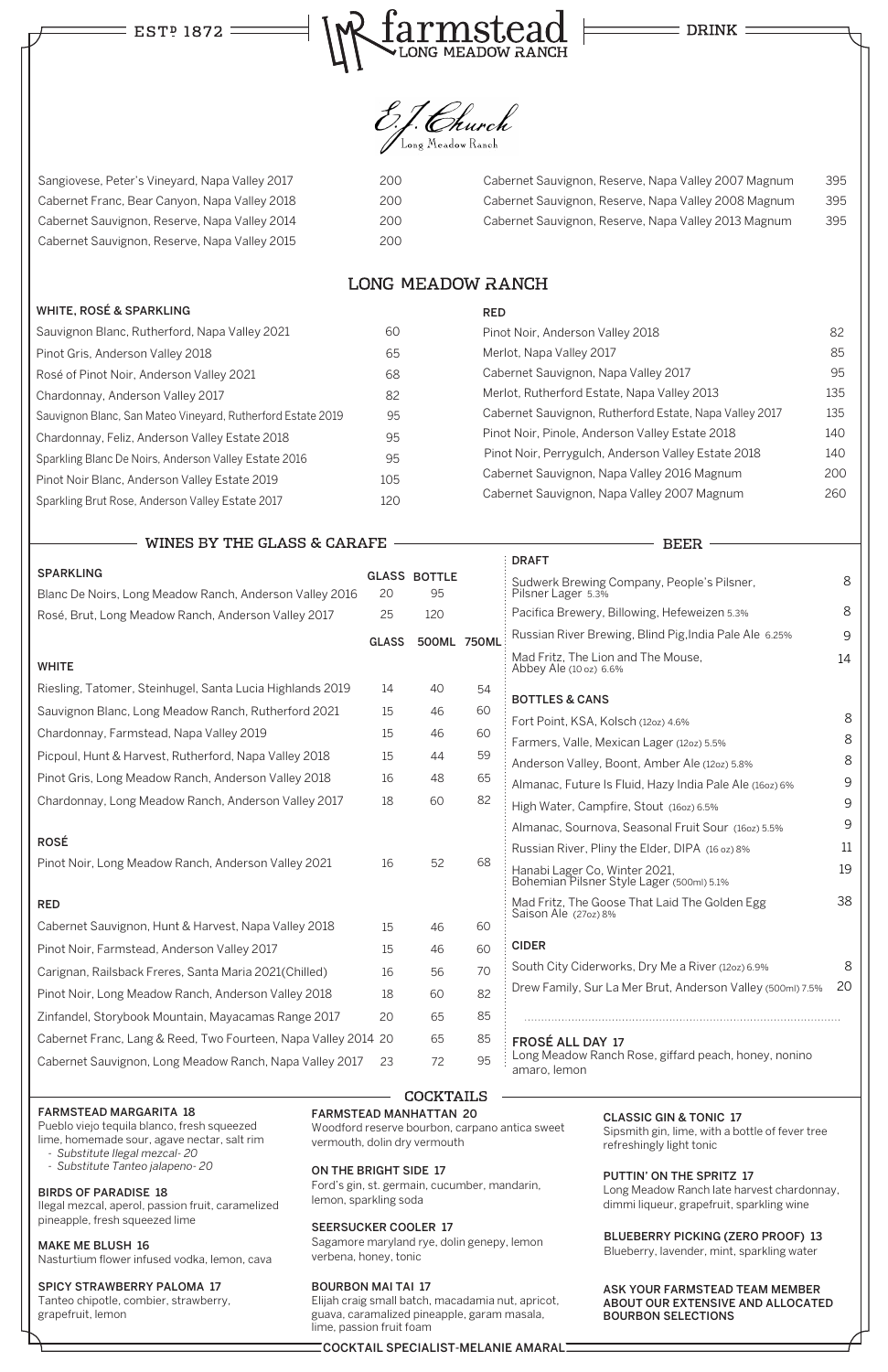ESTD 1872 — farmstead LONG MEADOW RANCH — DRINK

## E.J. Church
Long Meadow Ranch

| Wine | Price |
|---|---|
| Sangiovese, Peter's Vineyard, Napa Valley 2017 | 200 |
| Cabernet Franc, Bear Canyon, Napa Valley 2018 | 200 |
| Cabernet Sauvignon, Reserve, Napa Valley 2014 | 200 |
| Cabernet Sauvignon, Reserve, Napa Valley 2015 | 200 |
| Cabernet Sauvignon, Reserve, Napa Valley 2007 Magnum | 395 |
| Cabernet Sauvignon, Reserve, Napa Valley 2008 Magnum | 395 |
| Cabernet Sauvignon, Reserve, Napa Valley 2013 Magnum | 395 |

## LONG MEADOW RANCH

### WHITE, ROSÉ & SPARKLING

| Wine | Price |
|---|---|
| Sauvignon Blanc, Rutherford, Napa Valley 2021 | 60 |
| Pinot Gris, Anderson Valley 2018 | 65 |
| Rosé of Pinot Noir, Anderson Valley 2021 | 68 |
| Chardonnay, Anderson Valley 2017 | 82 |
| Sauvignon Blanc, San Mateo Vineyard, Rutherford Estate 2019 | 95 |
| Chardonnay, Feliz, Anderson Valley Estate 2018 | 95 |
| Sparkling Blanc De Noirs, Anderson Valley Estate 2016 | 95 |
| Pinot Noir Blanc, Anderson Valley Estate 2019 | 105 |
| Sparkling Brut Rose, Anderson Valley Estate 2017 | 120 |

### RED

| Wine | Price |
|---|---|
| Pinot Noir, Anderson Valley 2018 | 82 |
| Merlot, Napa Valley 2017 | 85 |
| Cabernet Sauvignon, Napa Valley 2017 | 95 |
| Merlot, Rutherford Estate, Napa Valley 2013 | 135 |
| Cabernet Sauvignon, Rutherford Estate, Napa Valley 2017 | 135 |
| Pinot Noir, Pinole, Anderson Valley Estate 2018 | 140 |
| Pinot Noir, Perrygulch, Anderson Valley Estate 2018 | 140 |
| Cabernet Sauvignon, Napa Valley 2016 Magnum | 200 |
| Cabernet Sauvignon, Napa Valley 2007 Magnum | 260 |

## WINES BY THE GLASS & CARAFE

| SPARKLING | GLASS | BOTTLE |
|---|---|---|
| Blanc De Noirs, Long Meadow Ranch, Anderson Valley 2016 | 20 | 95 |
| Rosé, Brut, Long Meadow Ranch, Anderson Valley 2017 | 25 | 120 |

| WHITE | GLASS | 500ML | 750ML |
|---|---|---|---|
| Riesling, Tatomer, Steinhugel, Santa Lucia Highlands 2019 | 14 | 40 | 54 |
| Sauvignon Blanc, Long Meadow Ranch, Rutherford 2021 | 15 | 46 | 60 |
| Chardonnay, Farmstead, Napa Valley 2019 | 15 | 46 | 60 |
| Picpoul, Hunt & Harvest, Rutherford, Napa Valley 2018 | 15 | 44 | 59 |
| Pinot Gris, Long Meadow Ranch, Anderson Valley 2018 | 16 | 48 | 65 |
| Chardonnay, Long Meadow Ranch, Anderson Valley 2017 | 18 | 60 | 82 |
| **ROSÉ** | | | |
| Pinot Noir, Long Meadow Ranch, Anderson Valley 2021 | 16 | 52 | 68 |
| **RED** | | | |
| Cabernet Sauvignon, Hunt & Harvest, Napa Valley 2018 | 15 | 46 | 60 |
| Pinot Noir, Farmstead, Anderson Valley 2017 | 15 | 46 | 60 |
| Carignan, Railsback Freres, Santa Maria 2021(Chilled) | 16 | 56 | 70 |
| Pinot Noir, Long Meadow Ranch, Anderson Valley 2018 | 18 | 60 | 82 |
| Zinfandel, Storybook Mountain, Mayacamas Range 2017 | 20 | 65 | 85 |
| Cabernet Franc, Lang & Reed, Two Fourteen, Napa Valley 2014 | 20 | 65 | 85 |
| Cabernet Sauvignon, Long Meadow Ranch, Napa Valley 2017 | 23 | 72 | 95 |

## BEER

### DRAFT

| Beer | Price |
|---|---|
| Sudwerk Brewing Company, People's Pilsner, Pilsner Lager 5.3% | 8 |
| Pacifica Brewery, Billowing, Hefeweizen 5.3% | 8 |
| Russian River Brewing, Blind Pig, India Pale Ale 6.25% | 9 |
| Mad Fritz, The Lion and The Mouse, Abbey Ale (10 oz) 6.6% | 14 |

### BOTTLES & CANS

| Beer | Price |
|---|---|
| Fort Point, KSA, Kolsch (12oz) 4.6% | 8 |
| Farmers, Valle, Mexican Lager (12oz) 5.5% | 8 |
| Anderson Valley, Boont, Amber Ale (12oz) 5.8% | 8 |
| Almanac, Future Is Fluid, Hazy India Pale Ale (16oz) 6% | 9 |
| High Water, Campfire, Stout (16oz) 6.5% | 9 |
| Almanac, Sournova, Seasonal Fruit Sour (16oz) 5.5% | 9 |
| Russian River, Pliny the Elder, DIPA (16 oz) 8% | 11 |
| Hanabi Lager Co, Winter 2021, Bohemian Pilsner Style Lager (500ml) 5.1% | 19 |
| Mad Fritz, The Goose That Laid The Golden Egg Saison Ale (27oz) 8% | 38 |

### CIDER

| Cider | Price |
|---|---|
| South City Ciderworks, Dry Me a River (12oz) 6.9% | 8 |
| Drew Family, Sur La Mer Brut, Anderson Valley (500ml) 7.5% | 20 |

**FROSÉ ALL DAY 17**
Long Meadow Ranch Rose, giffard peach, honey, nonino amaro, lemon

## COCKTAILS

**FARMSTEAD MARGARITA 18**
Pueblo viejo tequila blanco, fresh squeezed lime, homemade sour, agave nectar, salt rim
- *Substitute Ilegal mezcal- 20*
- *Substitute Tanteo jalapeno- 20*

**BIRDS OF PARADISE 18**
Ilegal mezcal, aperol, passion fruit, caramelized pineapple, fresh squeezed lime

**MAKE ME BLUSH 16**
Nasturtium flower infused vodka, lemon, cava

**SPICY STRAWBERRY PALOMA 17**
Tanteo chipotle, combier, strawberry, grapefruit, lemon

**FARMSTEAD MANHATTAN 20**
Woodford reserve bourbon, carpano antica sweet vermouth, dolin dry vermouth

**ON THE BRIGHT SIDE 17**
Ford's gin, st. germain, cucumber, mandarin, lemon, sparkling soda

**SEERSUCKER COOLER 17**
Sagamore maryland rye, dolin genepy, lemon verbena, honey, tonic

**BOURBON MAI TAI 17**
Elijah craig small batch, macadamia nut, apricot, guava, caramalized pineapple, garam masala, lime, passion fruit foam

**CLASSIC GIN & TONIC 17**
Sipsmith gin, lime, with a bottle of fever tree refreshingly light tonic

**PUTTIN' ON THE SPRITZ 17**
Long Meadow Ranch late harvest chardonnay, dimmi liqueur, grapefruit, sparkling wine

**BLUEBERRY PICKING (ZERO PROOF) 13**
Blueberry, lavender, mint, sparkling water

**ASK YOUR FARMSTEAD TEAM MEMBER ABOUT OUR EXTENSIVE AND ALLOCATED BOURBON SELECTIONS**

COCKTAIL SPECIALIST-MELANIE AMARAL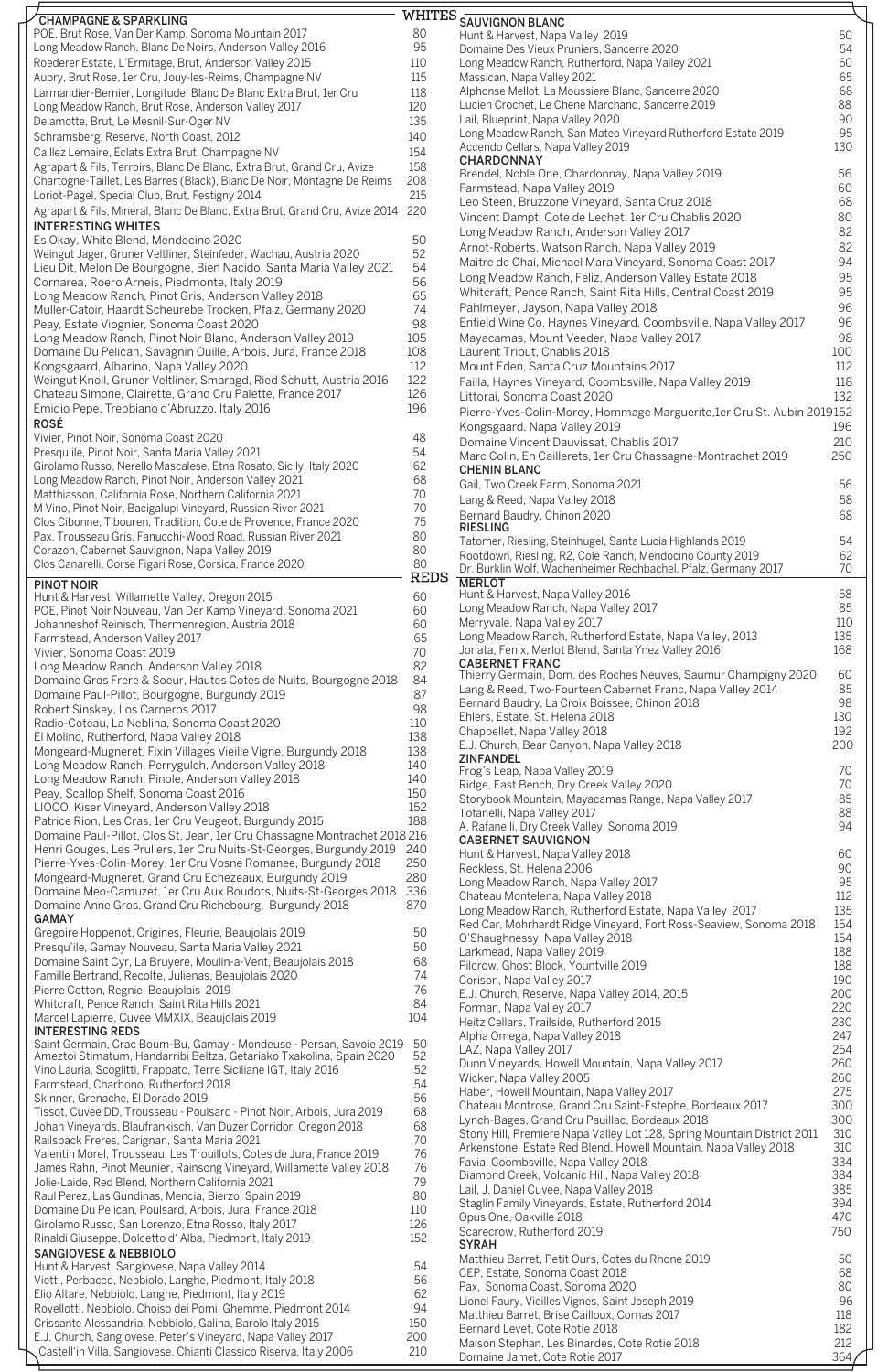# WHITES

## CHAMPAGNE & SPARKLING

| | |
|---|---|
| POE, Brut Rose, Van Der Kamp, Sonoma Mountain 2017 | 80 |
| Long Meadow Ranch, Blanc De Noirs, Anderson Valley 2016 | 95 |
| Roederer Estate, L'Ermitage, Brut, Anderson Valley 2015 | 110 |
| Aubry, Brut Rose, 1er Cru, Jouy-les-Reims, Champagne NV | 115 |
| Larmandier-Bernier, Longitude, Blanc De Blanc Extra Brut, 1er Cru | 118 |
| Long Meadow Ranch, Brut Rose, Anderson Valley 2017 | 120 |
| Delamotte, Brut, Le Mesnil-Sur-Oger NV | 135 |
| Schramsberg, Reserve, North Coast, 2012 | 140 |
| Caillez Lemaire, Eclats Extra Brut, Champagne NV | 154 |
| Agrapart & Fils, Terroirs, Blanc De Blanc, Extra Brut, Grand Cru, Avize | 158 |
| Chartogne-Taillet, Les Barres (Black), Blanc De Noir, Montagne De Reims | 208 |
| Loriot-Pagel, Special Club, Brut, Festigny 2014 | 215 |
| Agrapart & Fils, Mineral, Blanc De Blanc, Extra Brut, Grand Cru, Avize 2014 | 220 |

## INTERESTING WHITES

| | |
|---|---|
| Es Okay, White Blend, Mendocino 2020 | 50 |
| Weingut Jager, Gruner Veltliner, Steinfeder, Wachau, Austria 2020 | 52 |
| Lieu Dit, Melon De Bourgogne, Bien Nacido, Santa Maria Valley 2021 | 54 |
| Cornarea, Roero Arneis, Piedmonte, Italy 2019 | 56 |
| Long Meadow Ranch, Pinot Gris, Anderson Valley 2018 | 65 |
| Muller-Catoir, Haardt Scheurebe Trocken, Pfalz, Germany 2020 | 74 |
| Peay, Estate Viognier, Sonoma Coast 2020 | 98 |
| Long Meadow Ranch, Pinot Noir Blanc, Anderson Valley 2019 | 105 |
| Domaine Du Pelican, Savagnin Ouille, Arbois, Jura, France 2018 | 108 |
| Kongsgaard, Albarino, Napa Valley 2020 | 112 |
| Weingut Knoll, Gruner Veltliner, Smaragd, Ried Schutt, Austria 2016 | 122 |
| Chateau Simone, Clairette, Grand Cru Palette, France 2017 | 126 |
| Emidio Pepe, Trebbiano d'Abruzzo, Italy 2016 | 196 |

## ROSÉ

| | |
|---|---|
| Vivier, Pinot Noir, Sonoma Coast 2020 | 48 |
| Presqu'ile, Pinot Noir, Santa Maria Valley 2021 | 54 |
| Girolamo Russo, Nerello Mascalese, Etna Rosato, Sicily, Italy 2020 | 62 |
| Long Meadow Ranch, Pinot Noir, Anderson Valley 2021 | 68 |
| Matthiasson, California Rose, Northern California 2021 | 70 |
| M Vino, Pinot Noir, Bacigalupi Vineyard, Russian River 2021 | 70 |
| Clos Cibonne, Tibouren, Tradition, Cote de Provence, France 2020 | 75 |
| Pax, Trousseau Gris, Fanucchi-Wood Road, Russian River 2021 | 80 |
| Corazon, Cabernet Sauvignon, Napa Valley 2019 | 80 |
| Clos Canarelli, Corse Figari Rose, Corsica, France 2020 | 80 |

## SAUVIGNON BLANC

| | |
|---|---|
| Hunt & Harvest, Napa Valley 2019 | 50 |
| Domaine Des Vieux Pruniers, Sancerre 2020 | 54 |
| Long Meadow Ranch, Rutherford, Napa Valley 2021 | 60 |
| Massican, Napa Valley 2021 | 65 |
| Alphonse Mellot, La Moussiere Blanc, Sancerre 2020 | 68 |
| Lucien Crochet, Le Chene Marchand, Sancerre 2019 | 88 |
| Lail, Blueprint, Napa Valley 2020 | 90 |
| Long Meadow Ranch, San Mateo Vineyard Rutherford Estate 2019 | 95 |
| Accendo Cellars, Napa Valley 2019 | 130 |

## CHARDONNAY

| | |
|---|---|
| Brendel, Noble One, Chardonnay, Napa Valley 2019 | 56 |
| Farmstead, Napa Valley 2019 | 60 |
| Leo Steen, Bruzzone Vineyard, Santa Cruz 2018 | 68 |
| Vincent Dampt, Cote de Lechet, 1er Cru Chablis 2020 | 80 |
| Long Meadow Ranch, Anderson Valley 2017 | 82 |
| Arnot-Roberts, Watson Ranch, Napa Valley 2019 | 82 |
| Maitre de Chai, Michael Mara Vineyard, Sonoma Coast 2017 | 94 |
| Long Meadow Ranch, Feliz, Anderson Valley Estate 2018 | 95 |
| Whitcraft, Pence Ranch, Saint Rita Hills, Central Coast 2019 | 95 |
| Pahlmeyer, Jayson, Napa Valley 2018 | 96 |
| Enfield Wine Co, Haynes Vineyard, Coombsville, Napa Valley 2017 | 96 |
| Mayacamas, Mount Veeder, Napa Valley 2017 | 98 |
| Laurent Tribut, Chablis 2018 | 100 |
| Mount Eden, Santa Cruz Mountains 2017 | 112 |
| Failla, Haynes Vineyard, Coombsville, Napa Valley 2019 | 118 |
| Littorai, Sonoma Coast 2020 | 132 |
| Pierre-Yves-Colin-Morey, Hommage Marguerite,1er Cru St. Aubin 2019 | 152 |
| Kongsgaard. Napa Valley 2019 | 196 |
| Domaine Vincent Dauvissat, Chablis 2017 | 210 |
| Marc Colin, En Caillerets, 1er Cru Chassagne-Montrachet 2019 | 250 |

## CHENIN BLANC

| | |
|---|---|
| Gail, Two Creek Farm, Sonoma 2021 | 56 |
| Lang & Reed, Napa Valley 2018 | 58 |
| Bernard Baudry, Chinon 2020 | 68 |

## RIESLING

| | |
|---|---|
| Tatomer, Riesling, Steinhugel, Santa Lucia Highlands 2019 | 54 |
| Rootdown, Riesling, R2, Cole Ranch, Mendocino County 2019 | 62 |
| Dr. Burklin Wolf, Wachenheimer Rechbachel, Pfalz, Germany 2017 | 70 |

# REDS

## PINOT NOIR

| | |
|---|---|
| Hunt & Harvest, Willamette Valley, Oregon 2015 | 60 |
| POE, Pinot Noir Nouveau, Van Der Kamp Vineyard, Sonoma 2021 | 60 |
| Johanneshof Reinisch, Thermenregion, Austria 2018 | 60 |
| Farmstead, Anderson Valley 2017 | 65 |
| Vivier, Sonoma Coast 2019 | 70 |
| Long Meadow Ranch, Anderson Valley 2018 | 82 |
| Domaine Gros Frere & Soeur, Hautes Cotes de Nuits, Bourgogne 2018 | 84 |
| Domaine Paul-Pillot, Bourgogne, Burgundy 2019 | 87 |
| Robert Sinskey, Los Carneros 2017 | 98 |
| Radio-Coteau, La Neblina, Sonoma Coast 2020 | 110 |
| El Molino, Rutherford, Napa Valley 2018 | 138 |
| Mongeard-Mugneret, Fixin Villages Vieille Vigne, Burgundy 2018 | 138 |
| Long Meadow Ranch, Perrygulch, Anderson Valley 2018 | 140 |
| Long Meadow Ranch, Pinole, Anderson Valley 2018 | 140 |
| Peay, Scallop Shelf, Sonoma Coast 2016 | 150 |
| LIOCO, Kiser Vineyard, Anderson Valley 2018 | 152 |
| Patrice Rion, Les Cras, 1er Cru Veugeot, Burgundy 2015 | 188 |
| Domaine Paul-Pillot, Clos St. Jean, 1er Cru Chassagne Montrachet 2018 | 216 |
| Henri Gouges, Les Pruliers, 1er Cru Nuits-St-Georges, Burgundy 2019 | 240 |
| Pierre-Yves-Colin-Morey, 1er Cru Vosne Romanee, Burgundy 2018 | 250 |
| Mongeard-Mugneret, Grand Cru Echezeaux, Burgundy 2019 | 280 |
| Domaine Meo-Camuzet, 1er Cru Aux Boudots, Nuits-St-Georges 2018 | 336 |
| Domaine Anne Gros, Grand Cru Richebourg, Burgundy 2018 | 870 |

## GAMAY

| | |
|---|---|
| Gregoire Hoppenot, Origines, Fleurie, Beaujolais 2019 | 50 |
| Presqu'ile, Gamay Nouveau, Santa Maria Valley 2021 | 50 |
| Domaine Saint Cyr, La Bruyere, Moulin-a-Vent, Beaujolais 2018 | 68 |
| Famille Bertrand, Recolte, Julienas, Beaujolais 2020 | 74 |
| Pierre Cotton, Regnie, Beaujolais 2019 | 76 |
| Whitcraft, Pence Ranch, Saint Rita Hills 2021 | 84 |
| Marcel Lapierre, Cuvee MMXIX, Beaujolais 2019 | 104 |

## INTERESTING REDS

| | |
|---|---|
| Saint Germain, Crac Boum-Bu, Gamay - Mondeuse - Persan, Savoie 2019 | 50 |
| Ameztoi Stimatum, Handarribi Beltza, Getariako Txakolina, Spain 2020 | 52 |
| Vino Lauria, Scoglitti, Frappato, Terre Siciliane IGT, Italy 2016 | 52 |
| Farmstead, Charbono, Rutherford 2018 | 54 |
| Skinner, Grenache, El Dorado 2019 | 56 |
| Tissot, Cuvee DD, Trousseau - Poulsard - Pinot Noir, Arbois, Jura 2019 | 68 |
| Johan Vineyards, Blaufrankisch, Van Duzer Corridor, Oregon 2018 | 68 |
| Railsback Freres, Carignan, Santa Maria 2021 | 70 |
| Valentin Morel, Trousseau, Les Trouillots, Cotes de Jura, France 2019 | 76 |
| James Rahn, Pinot Meunier, Rainsong Vineyard, Willamette Valley 2018 | 76 |
| Jolie-Laide, Red Blend, Northern California 2021 | 79 |
| Raul Perez, Las Gundinas, Mencia, Bierzo, Spain 2019 | 80 |
| Domaine Du Pelican, Poulsard, Arbois, Jura, France 2018 | 110 |
| Girolamo Russo, San Lorenzo, Etna Rosso, Italy 2017 | 126 |
| Rinaldi Giuseppe, Dolcetto d' Alba, Piedmont, Italy 2019 | 152 |

## SANGIOVESE & NEBBIOLO

| | |
|---|---|
| Hunt & Harvest, Sangiovese, Napa Valley 2014 | 54 |
| Vietti, Perbacco, Nebbiolo, Langhe, Piedmont, Italy 2018 | 56 |
| Elio Altare, Nebbiolo, Langhe, Piedmont, Italy 2019 | 62 |
| Rovellotti, Nebbiolo, Choiso dei Pomi, Ghemme, Piedmont 2014 | 94 |
| Crissante Alessandria, Nebbiolo, Galina, Barolo Italy 2015 | 150 |
| E.J. Church, Sangiovese, Peter's Vineyard, Napa Valley 2017 | 200 |
| Castell'in Villa, Sangiovese, Chianti Classico Riserva, Italy 2006 | 210 |

## MERLOT

| | |
|---|---|
| Hunt & Harvest, Napa Valley 2016 | 58 |
| Long Meadow Ranch, Napa Valley 2017 | 85 |
| Merryvale, Napa Valley 2017 | 110 |
| Long Meadow Ranch, Rutherford Estate, Napa Valley, 2013 | 135 |
| Jonata, Fenix, Merlot Blend, Santa Ynez Valley 2016 | 168 |

## CABERNET FRANC

| | |
|---|---|
| Thierry Germain, Dom. des Roches Neuves, Saumur Champigny 2020 | 60 |
| Lang & Reed, Two-Fourteen Cabernet Franc, Napa Valley 2014 | 85 |
| Bernard Baudry, La Croix Boissee, Chinon 2018 | 98 |
| Ehlers, Estate, St. Helena 2018 | 130 |
| Chappellet, Napa Valley 2018 | 192 |
| E.J. Church, Bear Canyon, Napa Valley 2018 | 200 |

## ZINFANDEL

| | |
|---|---|
| Frog's Leap, Napa Valley 2019 | 70 |
| Ridge, East Bench, Dry Creek Valley 2020 | 70 |
| Storybook Mountain, Mayacamas Range, Napa Valley 2017 | 85 |
| Tofanelli, Napa Valley 2017 | 88 |
| A. Rafanelli, Dry Creek Valley, Sonoma 2019 | 94 |

## CABERNET SAUVIGNON

| | |
|---|---|
| Hunt & Harvest, Napa Valley 2018 | 60 |
| Reckless, St. Helena 2006 | 90 |
| Long Meadow Ranch, Napa Valley 2017 | 95 |
| Chateau Montelena, Napa Valley 2018 | 112 |
| Long Meadow Ranch, Rutherford Estate, Napa Valley 2017 | 135 |
| Red Car, Mohrhardt Ridge Vineyard, Fort Ross-Seaview, Sonoma 2018 | 154 |
| O'Shaughnessy, Napa Valley 2018 | 154 |
| Larkmead, Napa Valley 2019 | 188 |
| Pilcrow, Ghost Block, Yountville 2019 | 188 |
| Corison, Napa Valley 2017 | 190 |
| E.J. Church, Reserve, Napa Valley 2014, 2015 | 200 |
| Forman, Napa Valley 2017 | 220 |
| Heitz Cellars, Trailside, Rutherford 2015 | 230 |
| Alpha Omega, Napa Valley 2018 | 247 |
| LAZ, Napa Valley 2017 | 254 |
| Dunn Vineyards, Howell Mountain, Napa Valley 2017 | 260 |
| Wicker, Napa Valley 2005 | 260 |
| Haber, Howell Mountain, Napa Valley 2017 | 275 |
| Chateau Montrose, Grand Cru Saint-Estephe, Bordeaux 2017 | 300 |
| Lynch-Bages, Grand Cru Pauillac, Bordeaux 2018 | 300 |
| Stony Hill, Premiere Napa Valley Lot 128, Spring Mountain District 2011 | 310 |
| Arkenstone, Estate Red Blend, Howell Mountain, Napa Valley 2018 | 310 |
| Favia, Coombsville, Napa Valley 2018 | 334 |
| Diamond Creek, Volcanic Hill, Napa Valley 2018 | 384 |
| Lail, J. Daniel Cuvee, Napa Valley 2018 | 385 |
| Staglin Family Vineyards, Estate, Rutherford 2014 | 394 |
| Opus One, Oakville 2018 | 470 |
| Scarecrow, Rutherford 2019 | 750 |

## SYRAH

| | |
|---|---|
| Matthieu Barret, Petit Ours, Cotes du Rhone 2019 | 50 |
| CEP, Estate, Sonoma Coast 2018 | 68 |
| Pax, Sonoma Coast, Sonoma 2020 | 80 |
| Lionel Faury, Vieilles Vignes, Saint Joseph 2019 | 96 |
| Matthieu Barret, Brise Cailloux, Cornas 2017 | 118 |
| Bernard Levet, Cote Rotie 2018 | 182 |
| Maison Stephan, Les Binardes, Cote Rotie 2018 | 212 |
| Domaine Jamet, Cote Rotie 2017 | 364 |